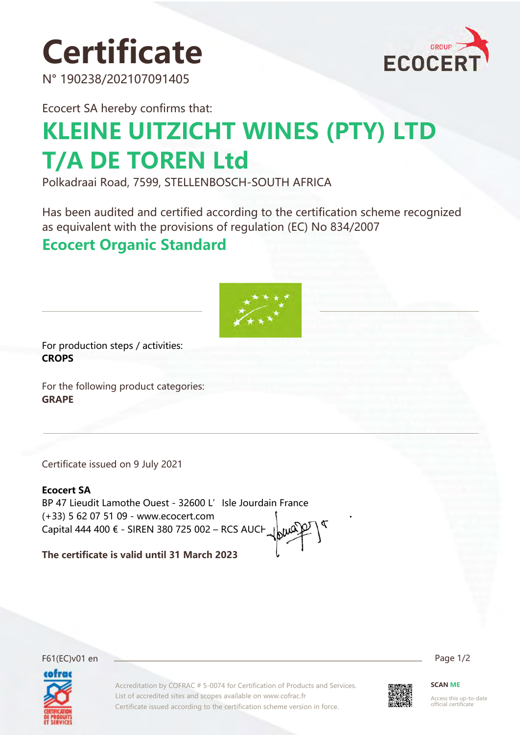# Certificate

N° 190238/202107091405

Ecocert SA hereby confirms that:

## KLEINE UITZICHT WINES (PTY) LTD T/A DE TOREN Ltd

Polkadraai Road, 7599, STELLENBOSCH-SOUTH AFRICA

Has been audited and certified according to the certification scheme recognized as equivalent with the provisions of regulation (EC) No 834/2007

## Ecocert Organic Standard

For production steps / activities:
**CROPS**

For the following product categories:
**GRAPE**

Certificate issued on 9 July 2021

**Ecocert SA**
BP 47 Lieudit Lamothe Ouest - 32600 L'Isle Jourdain France
(+33) 5 62 07 51 09 - www.ecocert.com
Capital 444 400 € - SIREN 380 725 002 – RCS AUCH

**The certificate is valid until 31 March 2023**

F61(EC)v01 en

Accreditation by COFRAC # 5-0074 for Certification of Products and Services.
List of accredited sites and scopes available on www.cofrac.fr
Certificate issued according to the certification scheme version in force.

SCAN ME
Access this up-to-date official certificate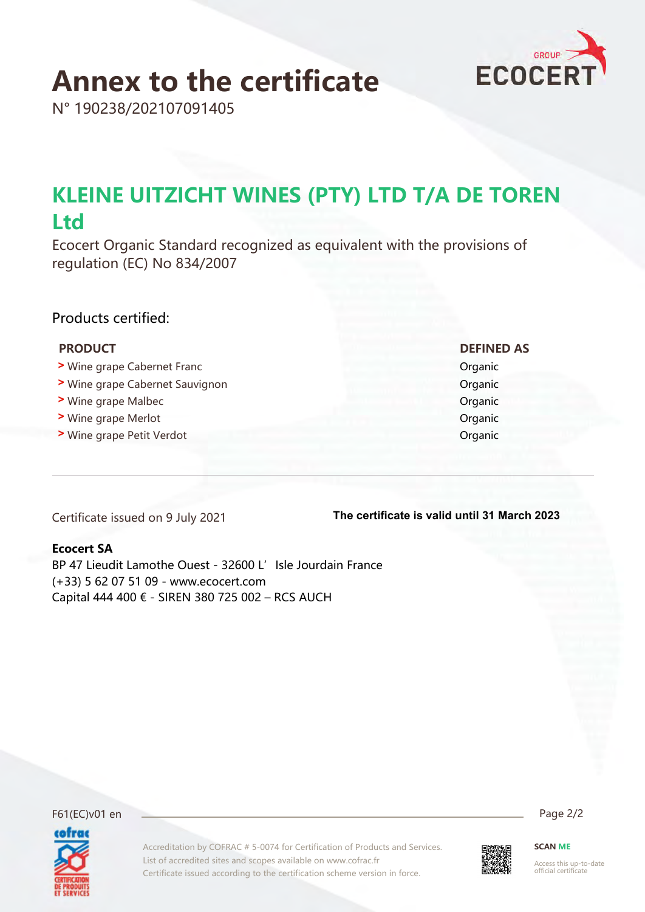# Annex to the certificate

N° 190238/202107091405

## KLEINE UITZICHT WINES (PTY) LTD T/A DE TOREN Ltd

Ecocert Organic Standard recognized as equivalent with the provisions of regulation (EC) No 834/2007

Products certified:

| PRODUCT | DEFINED AS |
|---|---|
| > Wine grape Cabernet Franc | Organic |
| > Wine grape Cabernet Sauvignon | Organic |
| > Wine grape Malbec | Organic |
| > Wine grape Merlot | Organic |
| > Wine grape Petit Verdot | Organic |

Certificate issued on 9 July 2021

**The certificate is valid until 31 March 2023**

**Ecocert SA**
BP 47 Lieudit Lamothe Ouest - 32600 L'Isle Jourdain France
(+33) 5 62 07 51 09 - www.ecocert.com
Capital 444 400 € - SIREN 380 725 002 – RCS AUCH

F61(EC)v01 en

Accreditation by COFRAC # 5-0074 for Certification of Products and Services.
List of accredited sites and scopes available on www.cofrac.fr
Certificate issued according to the certification scheme version in force.

SCAN ME
Access this up-to-date official certificate